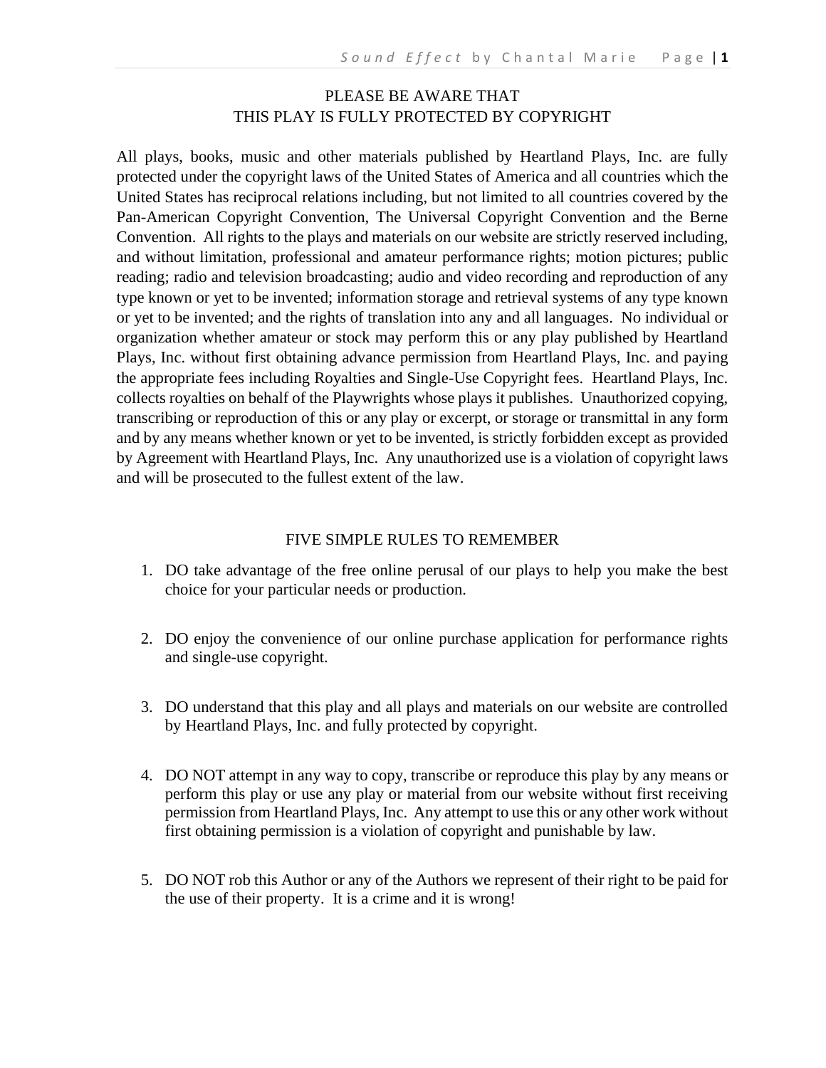## PLEASE BE AWARE THAT
## THIS PLAY IS FULLY PROTECTED BY COPYRIGHT

All plays, books, music and other materials published by Heartland Plays, Inc. are fully protected under the copyright laws of the United States of America and all countries which the United States has reciprocal relations including, but not limited to all countries covered by the Pan-American Copyright Convention, The Universal Copyright Convention and the Berne Convention. All rights to the plays and materials on our website are strictly reserved including, and without limitation, professional and amateur performance rights; motion pictures; public reading; radio and television broadcasting; audio and video recording and reproduction of any type known or yet to be invented; information storage and retrieval systems of any type known or yet to be invented; and the rights of translation into any and all languages. No individual or organization whether amateur or stock may perform this or any play published by Heartland Plays, Inc. without first obtaining advance permission from Heartland Plays, Inc. and paying the appropriate fees including Royalties and Single-Use Copyright fees. Heartland Plays, Inc. collects royalties on behalf of the Playwrights whose plays it publishes. Unauthorized copying, transcribing or reproduction of this or any play or excerpt, or storage or transmittal in any form and by any means whether known or yet to be invented, is strictly forbidden except as provided by Agreement with Heartland Plays, Inc. Any unauthorized use is a violation of copyright laws and will be prosecuted to the fullest extent of the law.

## FIVE SIMPLE RULES TO REMEMBER

1. DO take advantage of the free online perusal of our plays to help you make the best choice for your particular needs or production.

2. DO enjoy the convenience of our online purchase application for performance rights and single-use copyright.

3. DO understand that this play and all plays and materials on our website are controlled by Heartland Plays, Inc. and fully protected by copyright.

4. DO NOT attempt in any way to copy, transcribe or reproduce this play by any means or perform this play or use any play or material from our website without first receiving permission from Heartland Plays, Inc. Any attempt to use this or any other work without first obtaining permission is a violation of copyright and punishable by law.

5. DO NOT rob this Author or any of the Authors we represent of their right to be paid for the use of their property. It is a crime and it is wrong!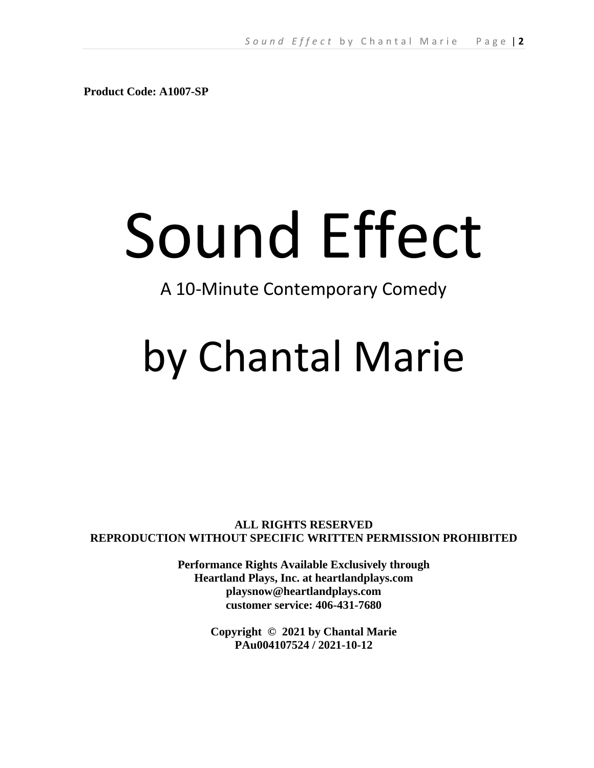**Product Code: A1007-SP**

# Sound Effect

A 10-Minute Contemporary Comedy

# by Chantal Marie

**ALL RIGHTS RESERVED**
**REPRODUCTION WITHOUT SPECIFIC WRITTEN PERMISSION PROHIBITED**

**Performance Rights Available Exclusively through**
**Heartland Plays, Inc. at heartlandplays.com**
**playsnow@heartlandplays.com**
**customer service: 406-431-7680**

**Copyright © 2021 by Chantal Marie**
**PAu004107524 / 2021-10-12**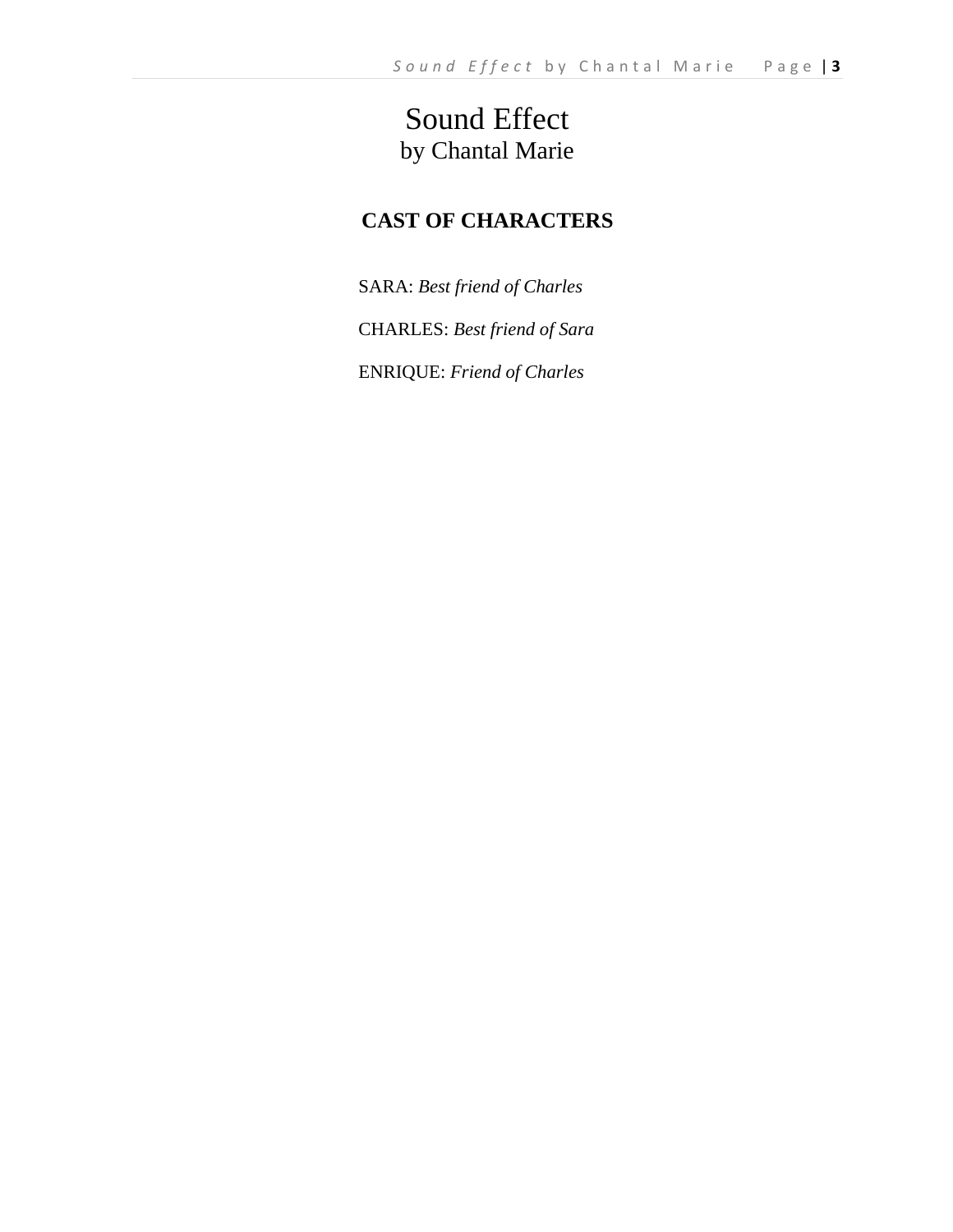# Sound Effect

by Chantal Marie

## CAST OF CHARACTERS

SARA: *Best friend of Charles*

CHARLES: *Best friend of Sara*

ENRIQUE: *Friend of Charles*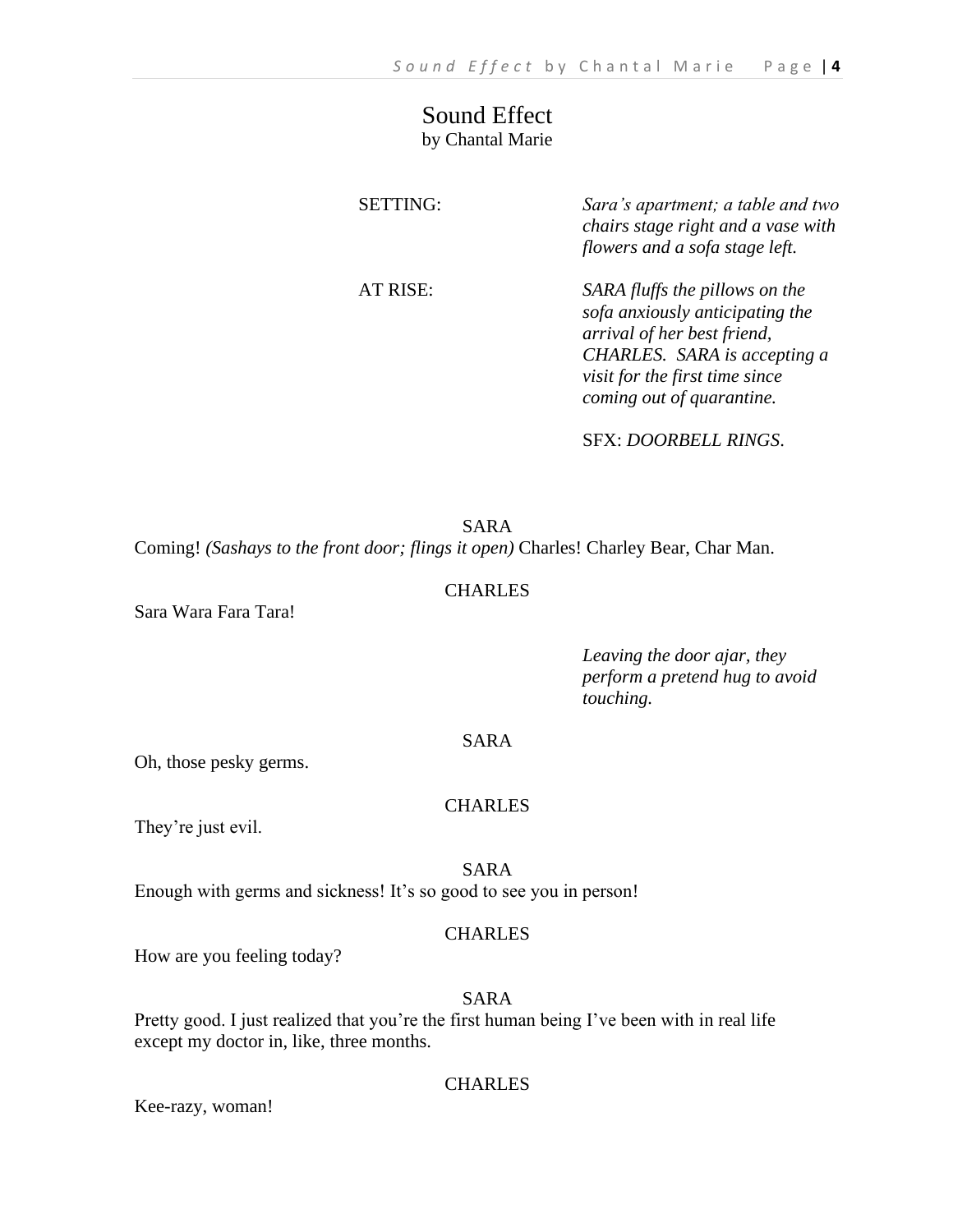# Sound Effect
by Chantal Marie

SETTING: *Sara's apartment; a table and two chairs stage right and a vase with flowers and a sofa stage left.*

AT RISE: *SARA fluffs the pillows on the sofa anxiously anticipating the arrival of her best friend, CHARLES. SARA is accepting a visit for the first time since coming out of quarantine.*

SFX: *DOORBELL RINGS.*

SARA

Coming! *(Sashays to the front door; flings it open)* Charles! Charley Bear, Char Man.

CHARLES

Sara Wara Fara Tara!

*Leaving the door ajar, they perform a pretend hug to avoid touching.*

SARA

Oh, those pesky germs.

CHARLES

They're just evil.

SARA

Enough with germs and sickness! It's so good to see you in person!

CHARLES

How are you feeling today?

SARA

Pretty good. I just realized that you're the first human being I've been with in real life except my doctor in, like, three months.

CHARLES

Kee-razy, woman!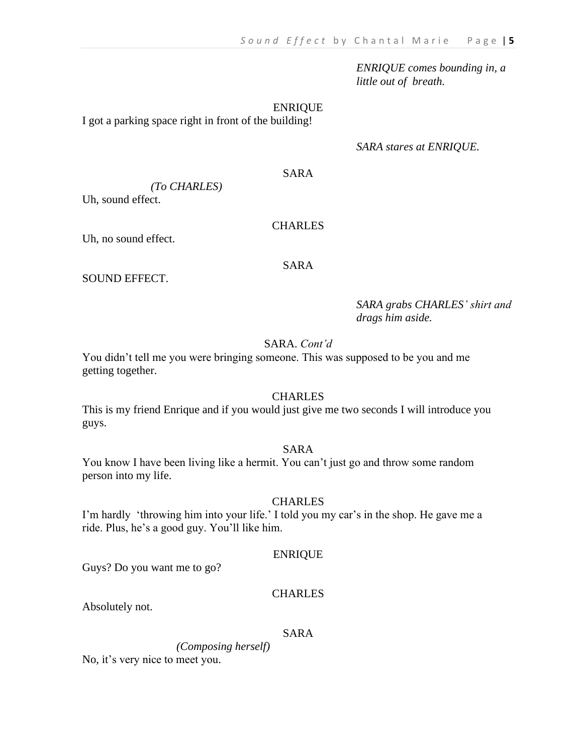*ENRIQUE comes bounding in, a little out of breath.*

ENRIQUE

I got a parking space right in front of the building!

*SARA stares at ENRIQUE.*

SARA

*(To CHARLES)*

Uh, sound effect.

CHARLES

Uh, no sound effect.

SARA

SOUND EFFECT.

*SARA grabs CHARLES' shirt and drags him aside.*

SARA. *Cont'd*

You didn't tell me you were bringing someone. This was supposed to be you and me getting together.

CHARLES

This is my friend Enrique and if you would just give me two seconds I will introduce you guys.

SARA

You know I have been living like a hermit. You can't just go and throw some random person into my life.

CHARLES

I'm hardly 'throwing him into your life.' I told you my car's in the shop. He gave me a ride. Plus, he's a good guy. You'll like him.

ENRIQUE

Guys? Do you want me to go?

CHARLES

Absolutely not.

SARA

*(Composing herself)*

No, it's very nice to meet you.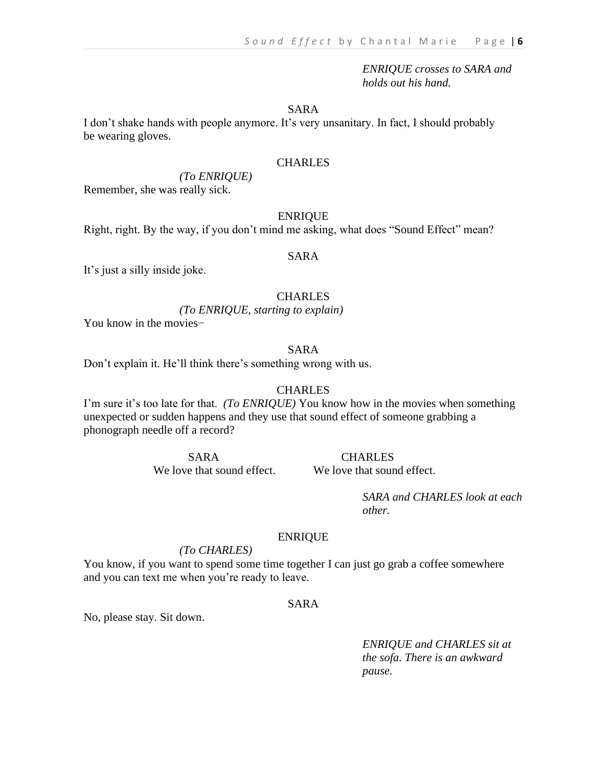*ENRIQUE crosses to SARA and holds out his hand.*

SARA

I don't shake hands with people anymore. It's very unsanitary. In fact, I should probably be wearing gloves.

CHARLES

*(To ENRIQUE)*

Remember, she was really sick.

ENRIQUE

Right, right. By the way, if you don't mind me asking, what does "Sound Effect" mean?

SARA

It's just a silly inside joke.

CHARLES

*(To ENRIQUE, starting to explain)*

You know in the movies−

SARA

Don't explain it. He'll think there's something wrong with us.

CHARLES

I'm sure it's too late for that. *(To ENRIQUE)* You know how in the movies when something unexpected or sudden happens and they use that sound effect of someone grabbing a phonograph needle off a record?

SARA

We love that sound effect.

CHARLES

We love that sound effect.

*SARA and CHARLES look at each other.*

ENRIQUE

*(To CHARLES)*

You know, if you want to spend some time together I can just go grab a coffee somewhere and you can text me when you're ready to leave.

SARA

No, please stay. Sit down.

*ENRIQUE and CHARLES sit at the sofa. There is an awkward pause.*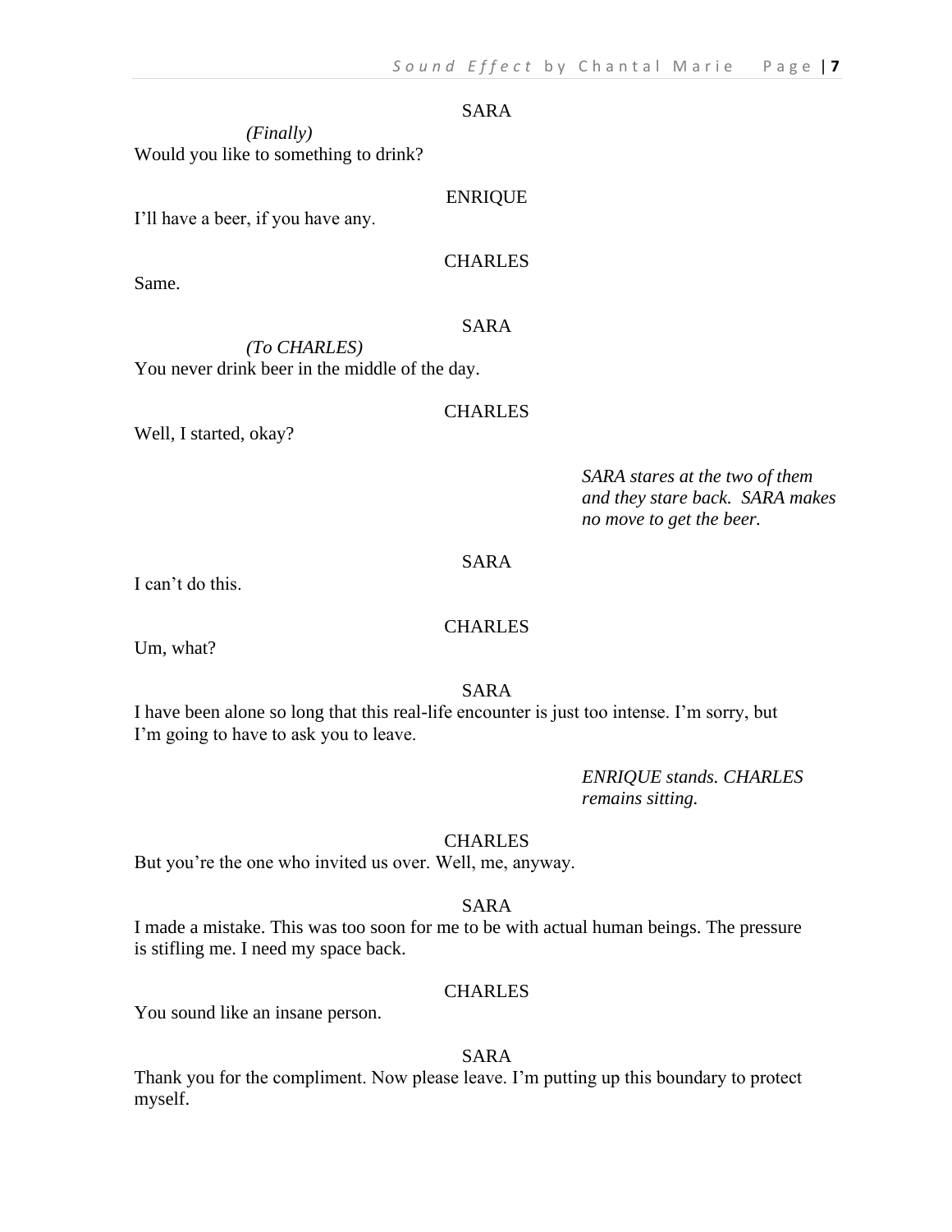SARA

*(Finally)*

Would you like to something to drink?

ENRIQUE

I'll have a beer, if you have any.

CHARLES

Same.

SARA

*(To CHARLES)*

You never drink beer in the middle of the day.

CHARLES

Well, I started, okay?

*SARA stares at the two of them and they stare back. SARA makes no move to get the beer.*

SARA

I can't do this.

CHARLES

Um, what?

SARA

I have been alone so long that this real-life encounter is just too intense. I'm sorry, but I'm going to have to ask you to leave.

*ENRIQUE stands. CHARLES remains sitting.*

CHARLES

But you're the one who invited us over. Well, me, anyway.

SARA

I made a mistake. This was too soon for me to be with actual human beings. The pressure is stifling me. I need my space back.

CHARLES

You sound like an insane person.

SARA

Thank you for the compliment. Now please leave. I'm putting up this boundary to protect myself.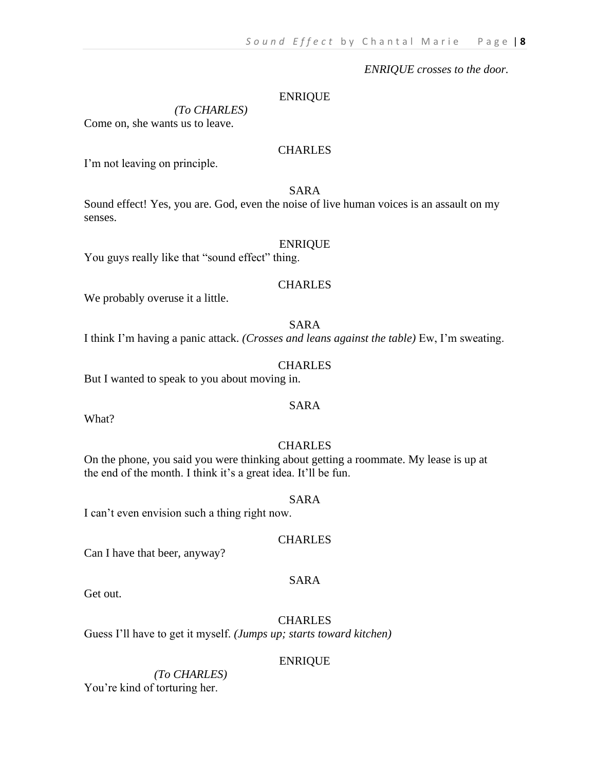*ENRIQUE crosses to the door.*

ENRIQUE

*(To CHARLES)*

Come on, she wants us to leave.

CHARLES

I'm not leaving on principle.

SARA

Sound effect! Yes, you are. God, even the noise of live human voices is an assault on my senses.

ENRIQUE

You guys really like that "sound effect" thing.

CHARLES

We probably overuse it a little.

SARA

I think I'm having a panic attack. *(Crosses and leans against the table)* Ew, I'm sweating.

CHARLES

But I wanted to speak to you about moving in.

SARA

What?

CHARLES

On the phone, you said you were thinking about getting a roommate. My lease is up at the end of the month. I think it's a great idea. It'll be fun.

SARA

I can't even envision such a thing right now.

CHARLES

Can I have that beer, anyway?

SARA

Get out.

CHARLES

Guess I'll have to get it myself. *(Jumps up; starts toward kitchen)*

ENRIQUE

*(To CHARLES)*

You're kind of torturing her.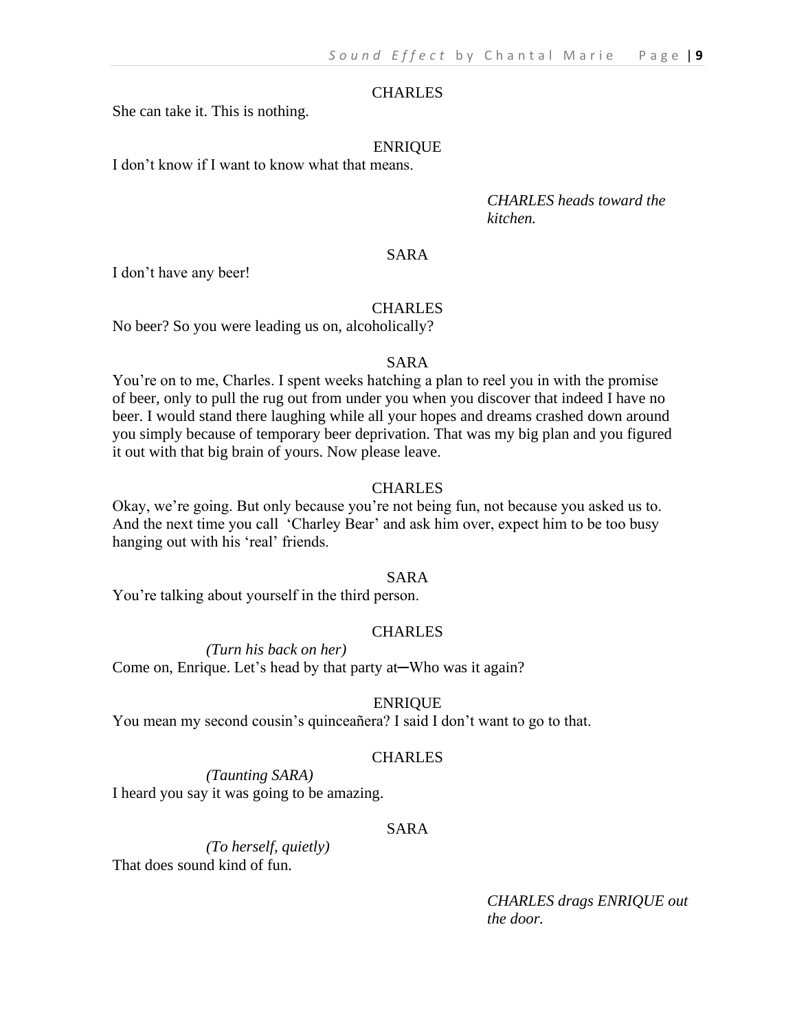CHARLES

She can take it. This is nothing.

ENRIQUE

I don’t know if I want to know what that means.

*CHARLES heads toward the kitchen.*

SARA

I don’t have any beer!

CHARLES

No beer? So you were leading us on, alcoholically?

SARA

You’re on to me, Charles. I spent weeks hatching a plan to reel you in with the promise of beer, only to pull the rug out from under you when you discover that indeed I have no beer. I would stand there laughing while all your hopes and dreams crashed down around you simply because of temporary beer deprivation. That was my big plan and you figured it out with that big brain of yours. Now please leave.

CHARLES

Okay, we’re going. But only because you’re not being fun, not because you asked us to. And the next time you call ‘Charley Bear’ and ask him over, expect him to be too busy hanging out with his ‘real’ friends.

SARA

You’re talking about yourself in the third person.

CHARLES

*(Turn his back on her)*

Come on, Enrique. Let’s head by that party at—Who was it again?

ENRIQUE

You mean my second cousin’s quinceañera? I said I don’t want to go to that.

CHARLES

*(Taunting SARA)*

I heard you say it was going to be amazing.

SARA

*(To herself, quietly)*

That does sound kind of fun.

*CHARLES drags ENRIQUE out the door.*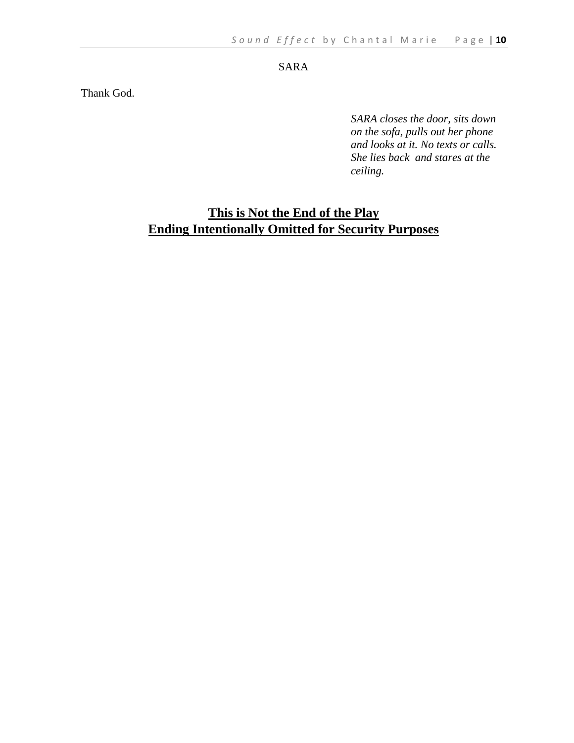SARA

Thank God.

*SARA closes the door, sits down on the sofa, pulls out her phone and looks at it. No texts or calls. She lies back and stares at the ceiling.*

**This is Not the End of the Play**
**Ending Intentionally Omitted for Security Purposes**